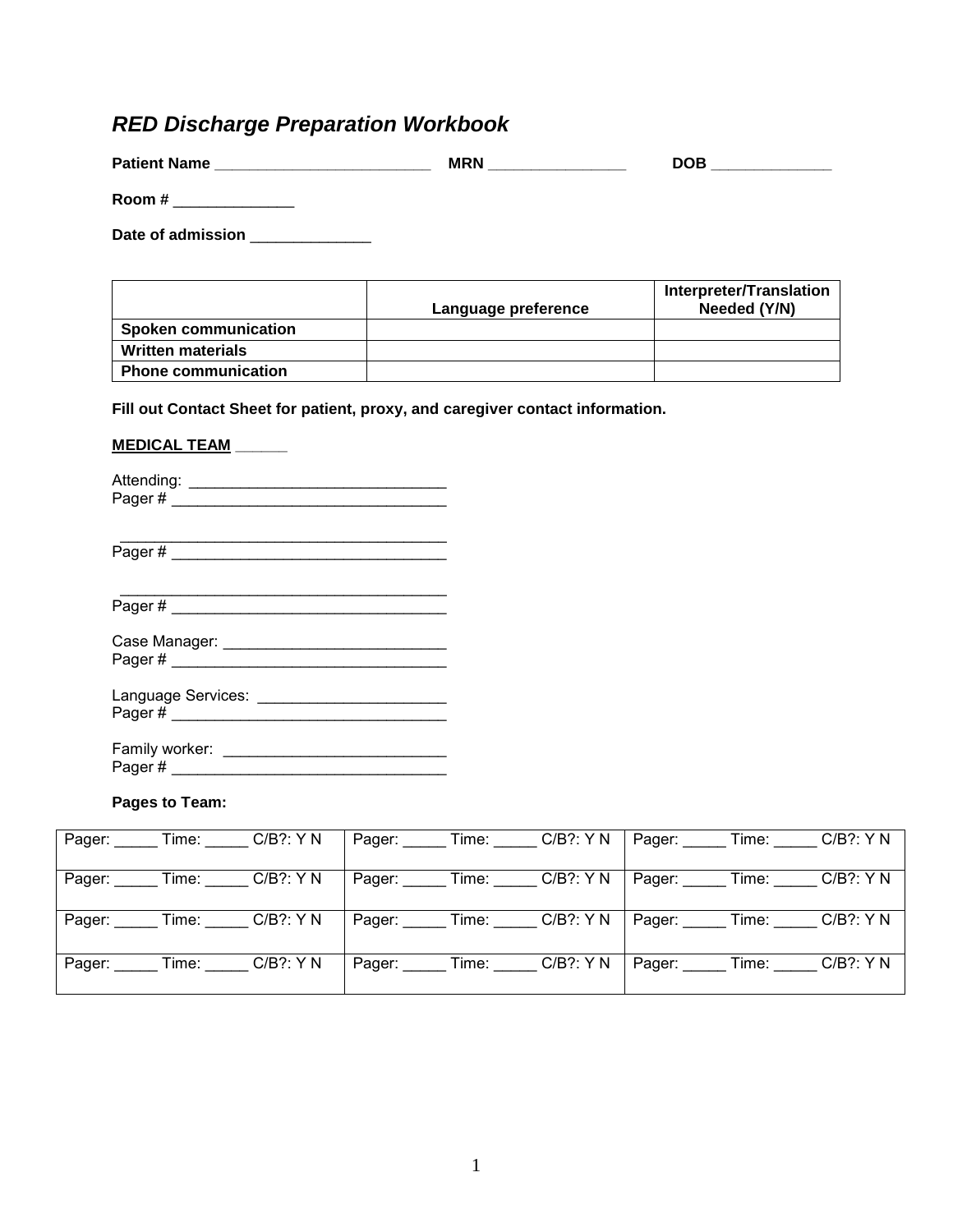# *RED Discharge Preparation Workbook*

**Patient Name** ________________________ **MRN** ________________ **DOB** ______________

**Room #** ______________

**Date of admission** ______________

| | Language preference | Interpreter/Translation Needed (Y/N) |
|---|---|---|
| **Spoken communication** | | |
| **Written materials** | | |
| **Phone communication** | | |

**Fill out Contact Sheet for patient, proxy, and caregiver contact information.**

**MEDICAL TEAM** ______

Attending: ______________________________
Pager # ________________________________

________________________________________
Pager # ________________________________

________________________________________
Pager # ________________________________

Case Manager: __________________________
Pager # ________________________________

Language Services: ______________________
Pager # ________________________________

Family worker: __________________________
Pager # ________________________________

**Pages to Team:**

| | | |
|---|---|---|
| Pager: _____ Time: _____ C/B?: Y N | Pager: _____ Time: _____ C/B?: Y N | Pager: _____ Time: _____ C/B?: Y N |
| Pager: _____ Time: _____ C/B?: Y N | Pager: _____ Time: _____ C/B?: Y N | Pager: _____ Time: _____ C/B?: Y N |
| Pager: _____ Time: _____ C/B?: Y N | Pager: _____ Time: _____ C/B?: Y N | Pager: _____ Time: _____ C/B?: Y N |
| Pager: _____ Time: _____ C/B?: Y N | Pager: _____ Time: _____ C/B?: Y N | Pager: _____ Time: _____ C/B?: Y N |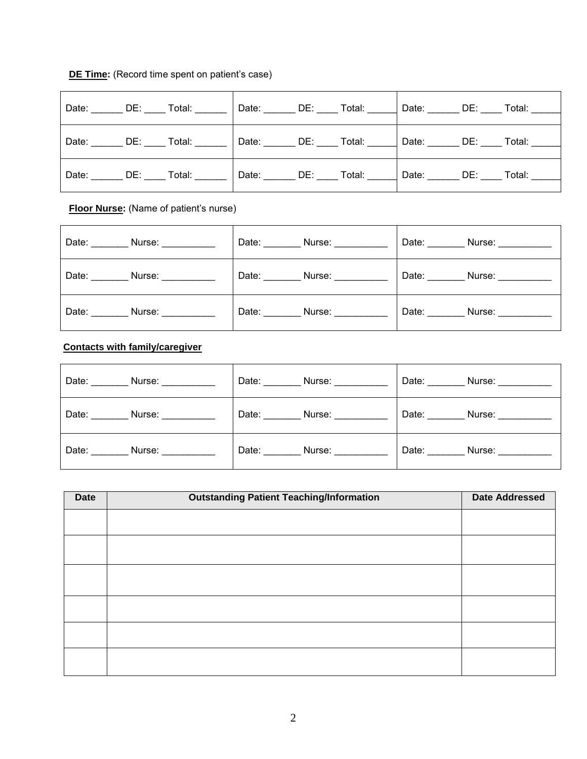**DE Time:** (Record time spent on patient's case)

| | | |
|---|---|---|
| Date: ______ DE: ____ Total: ______ | Date: ______ DE: ____ Total: ______ | Date: ______ DE: ____ Total: ______ |
| Date: ______ DE: ____ Total: ______ | Date: ______ DE: ____ Total: ______ | Date: ______ DE: ____ Total: ______ |
| Date: ______ DE: ____ Total: ______ | Date: ______ DE: ____ Total: ______ | Date: ______ DE: ____ Total: ______ |

**Floor Nurse:** (Name of patient's nurse)

| | | |
|---|---|---|
| Date: _______ Nurse: __________ | Date: _______ Nurse: __________ | Date: _______ Nurse: __________ |
| Date: _______ Nurse: __________ | Date: _______ Nurse: __________ | Date: _______ Nurse: __________ |
| Date: _______ Nurse: __________ | Date: _______ Nurse: __________ | Date: _______ Nurse: __________ |

**Contacts with family/caregiver**

| | | |
|---|---|---|
| Date: _______ Nurse: __________ | Date: _______ Nurse: __________ | Date: _______ Nurse: __________ |
| Date: _______ Nurse: __________ | Date: _______ Nurse: __________ | Date: _______ Nurse: __________ |
| Date: _______ Nurse: __________ | Date: _______ Nurse: __________ | Date: _______ Nurse: __________ |

| Date | Outstanding Patient Teaching/Information | Date Addressed |
|---|---|---|
| | | |
| | | |
| | | |
| | | |
| | | |
| | | |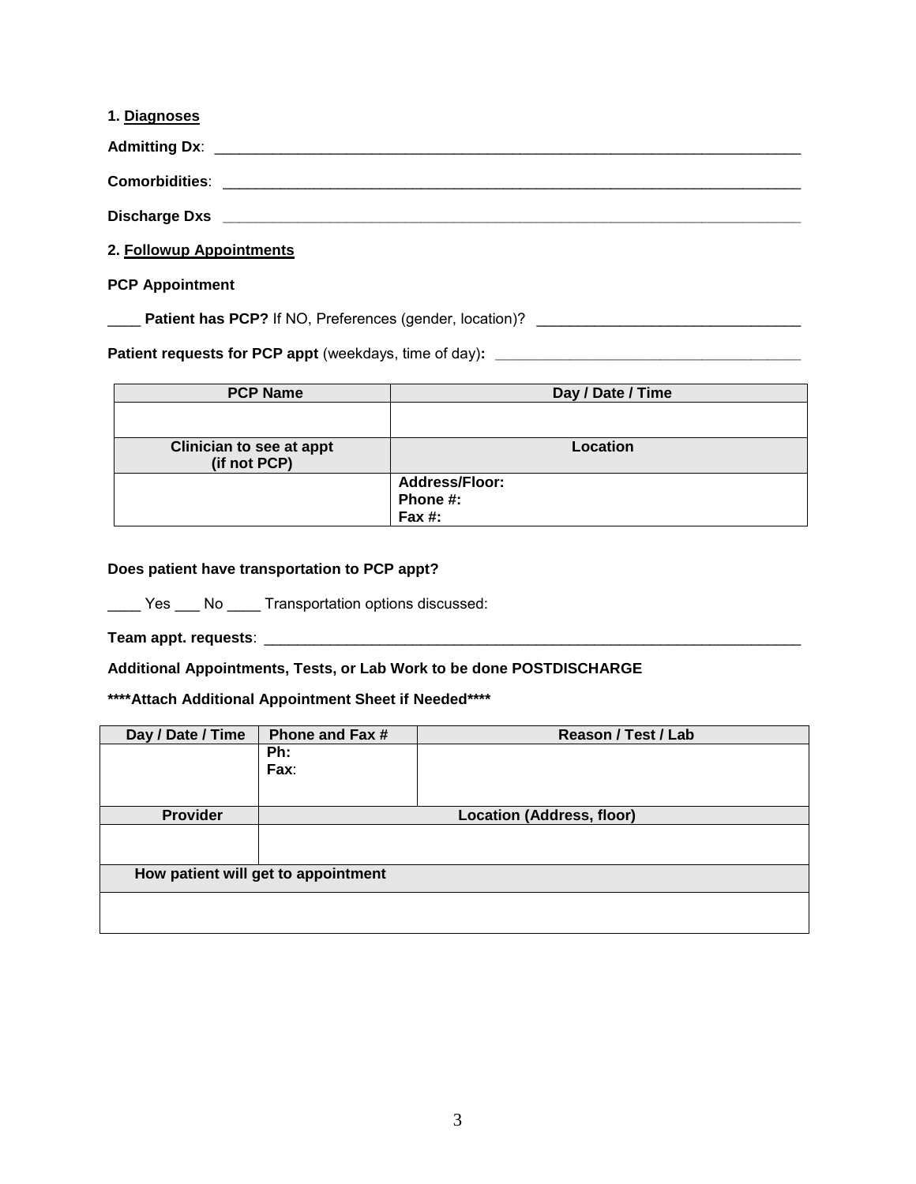**1. <u>Diagnoses</u>**

**Admitting Dx**: ___________________________________________________________________________

**Comorbidities**: ___________________________________________________________________________

**Discharge Dxs** ___________________________________________________________________________

**2. <u>Followup Appointments</u>**

**PCP Appointment**

____ **Patient has PCP?** If NO, Preferences (gender, location)? ________________________________

**Patient requests for PCP appt** (weekdays, time of day)**:** _____________________________________

| PCP Name | Day / Date / Time |
|---|---|
| | |
| **Clinician to see at appt (if not PCP)** | **Location** |
| | **Address/Floor:**<br>**Phone #:**<br>**Fax #:** |

**Does patient have transportation to PCP appt?**

____ Yes ___ No ____ Transportation options discussed:

**Team appt. requests**: ____________________________________________________________________

**Additional Appointments, Tests, or Lab Work to be done POSTDISCHARGE**

**\*\*\*\*Attach Additional Appointment Sheet if Needed\*\*\*\***

| Day / Date / Time | Phone and Fax # | Reason / Test / Lab |
|---|---|---|
| | **Ph:**<br>**Fax**: | |
| **Provider** | **Location (Address, floor)** | |
| | | |
| **How patient will get to appointment** | | |
| | | |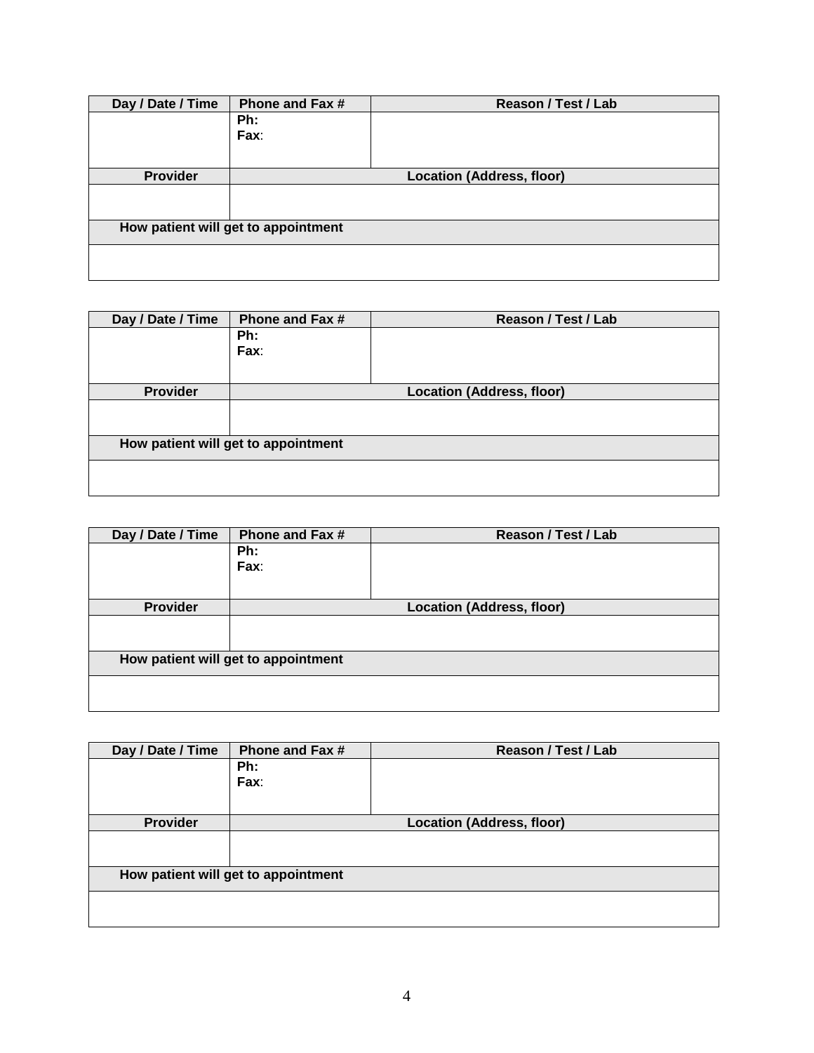| Day / Date / Time | Phone and Fax # | Reason / Test / Lab |
|---|---|---|
| | **Ph:**<br>**Fax**: | |
| **Provider** | **Location (Address, floor)** | |
| | | |
| **How patient will get to appointment** | | |
| | | |

| Day / Date / Time | Phone and Fax # | Reason / Test / Lab |
|---|---|---|
| | **Ph:**<br>**Fax**: | |
| **Provider** | **Location (Address, floor)** | |
| | | |
| **How patient will get to appointment** | | |
| | | |

| Day / Date / Time | Phone and Fax # | Reason / Test / Lab |
|---|---|---|
| | **Ph:**<br>**Fax**: | |
| **Provider** | **Location (Address, floor)** | |
| | | |
| **How patient will get to appointment** | | |
| | | |

| Day / Date / Time | Phone and Fax # | Reason / Test / Lab |
|---|---|---|
| | **Ph:**<br>**Fax**: | |
| **Provider** | **Location (Address, floor)** | |
| | | |
| **How patient will get to appointment** | | |
| | | |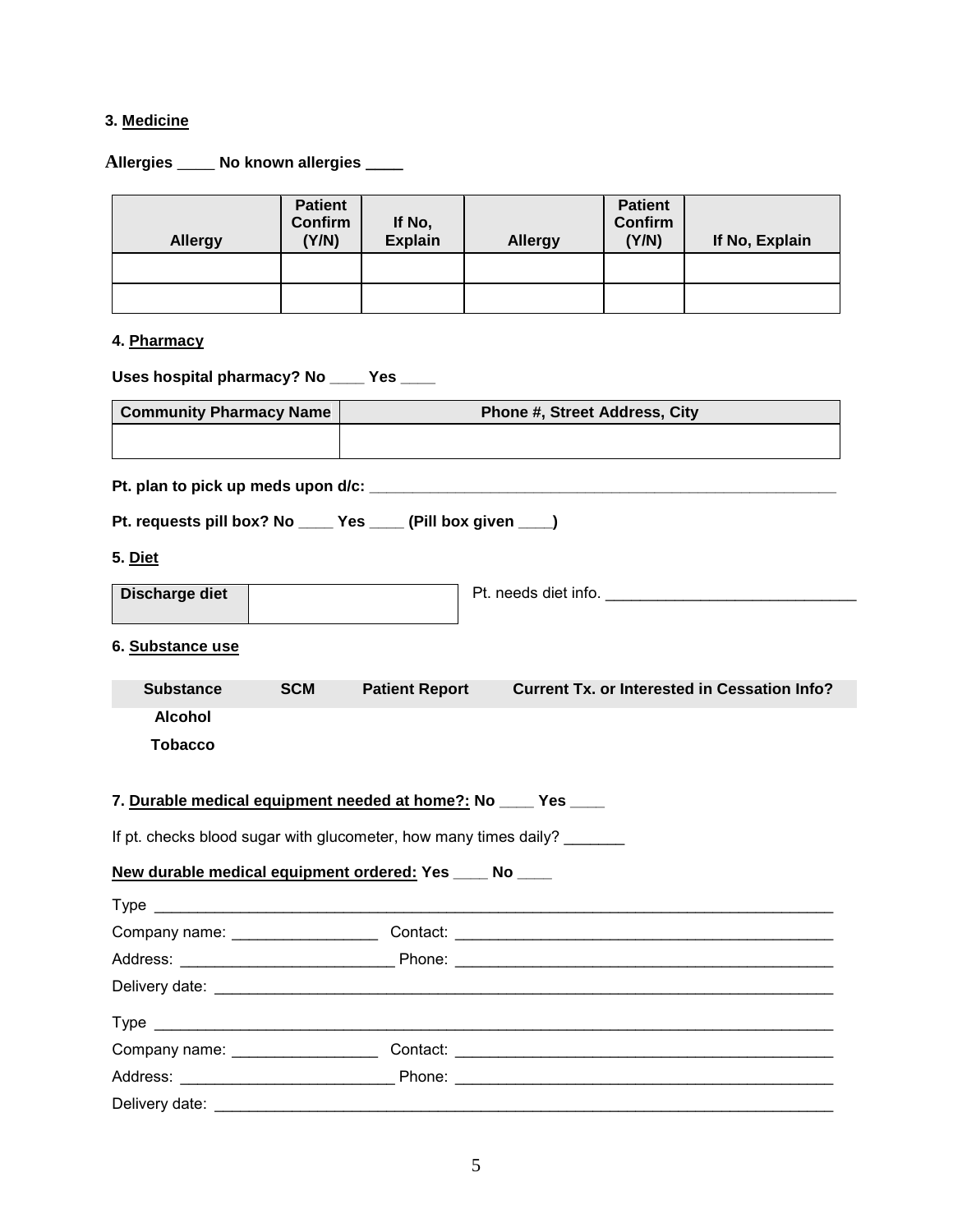**3. Medicine**

**Allergies ____ No known allergies ____**

| Allergy | Patient Confirm (Y/N) | If No, Explain | Allergy | Patient Confirm (Y/N) | If No, Explain |
|---|---|---|---|---|---|
| | | | | | |
| | | | | | |

**4. Pharmacy**

**Uses hospital pharmacy? No ____ Yes ____**

| Community Pharmacy Name | Phone #, Street Address, City |
|---|---|
| | |

**Pt. plan to pick up meds upon d/c:** ________________________________________________________

**Pt. requests pill box? No ____ Yes ____ (Pill box given ____)**

**5. Diet**

| Discharge diet | |
|---|---|

Pt. needs diet info. _____________________________

**6. Substance use**

| Substance | SCM | Patient Report | Current Tx. or Interested in Cessation Info? |
|---|---|---|---|
| Alcohol | | | |
| Tobacco | | | |

**7. Durable medical equipment needed at home?: No ____ Yes ____**

If pt. checks blood sugar with glucometer, how many times daily? _______

**New durable medical equipment ordered: Yes ____ No ____**

Type ___________________________________________________________________________________

Company name: _________________ Contact: ______________________________________________

Address: _________________________ Phone: ______________________________________________

Delivery date: ____________________________________________________________________________

Type ___________________________________________________________________________________

Company name: _________________ Contact: ______________________________________________

Address: _________________________ Phone: ______________________________________________

Delivery date: ____________________________________________________________________________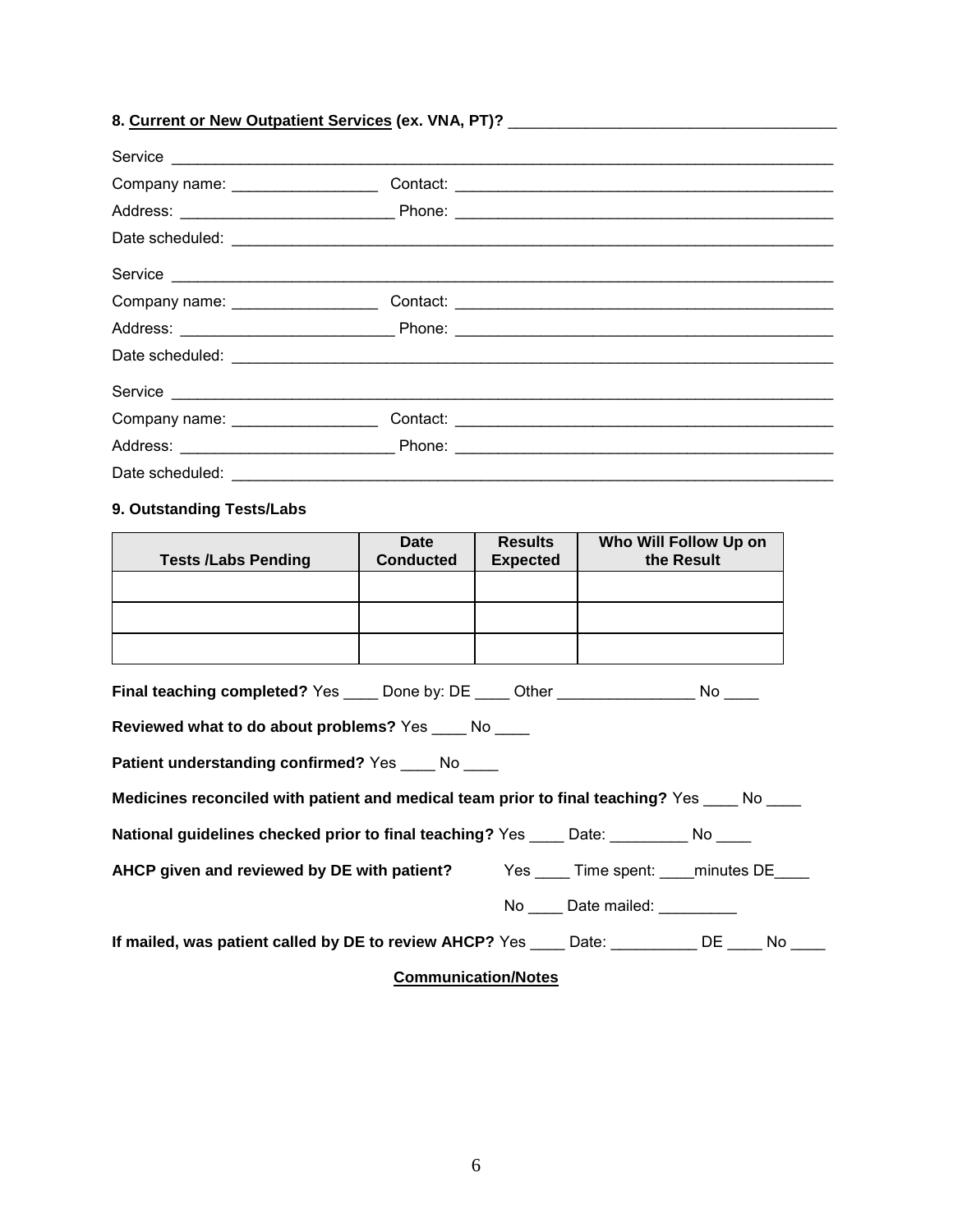**8. Current or New Outpatient Services (ex. VNA, PT)?** ______________________________________

Service ______________________________________________________________________

Company name: ________________ Contact: ____________________________________________

Address: ________________________ Phone: ____________________________________________

Date scheduled: ________________________________________________________________

Service ______________________________________________________________________

Company name: ________________ Contact: ____________________________________________

Address: ________________________ Phone: ____________________________________________

Date scheduled: ________________________________________________________________

Service ______________________________________________________________________

Company name: ________________ Contact: ____________________________________________

Address: ________________________ Phone: ____________________________________________

Date scheduled: ________________________________________________________________

**9. Outstanding Tests/Labs**

| Tests /Labs Pending | Date Conducted | Results Expected | Who Will Follow Up on the Result |
|---|---|---|---|
| | | | |
| | | | |
| | | | |

**Final teaching completed?** Yes ____ Done by: DE ____ Other ________________ No ____

**Reviewed what to do about problems?** Yes ____ No ____

**Patient understanding confirmed?** Yes ____ No ____

**Medicines reconciled with patient and medical team prior to final teaching?** Yes ____ No ____

**National guidelines checked prior to final teaching?** Yes ____ Date: _________ No ____

**AHCP given and reviewed by DE with patient?** Yes ____ Time spent: ____minutes DE____

No ____ Date mailed: _________

**If mailed, was patient called by DE to review AHCP?** Yes ____ Date: __________ DE ____ No ____

**Communication/Notes**